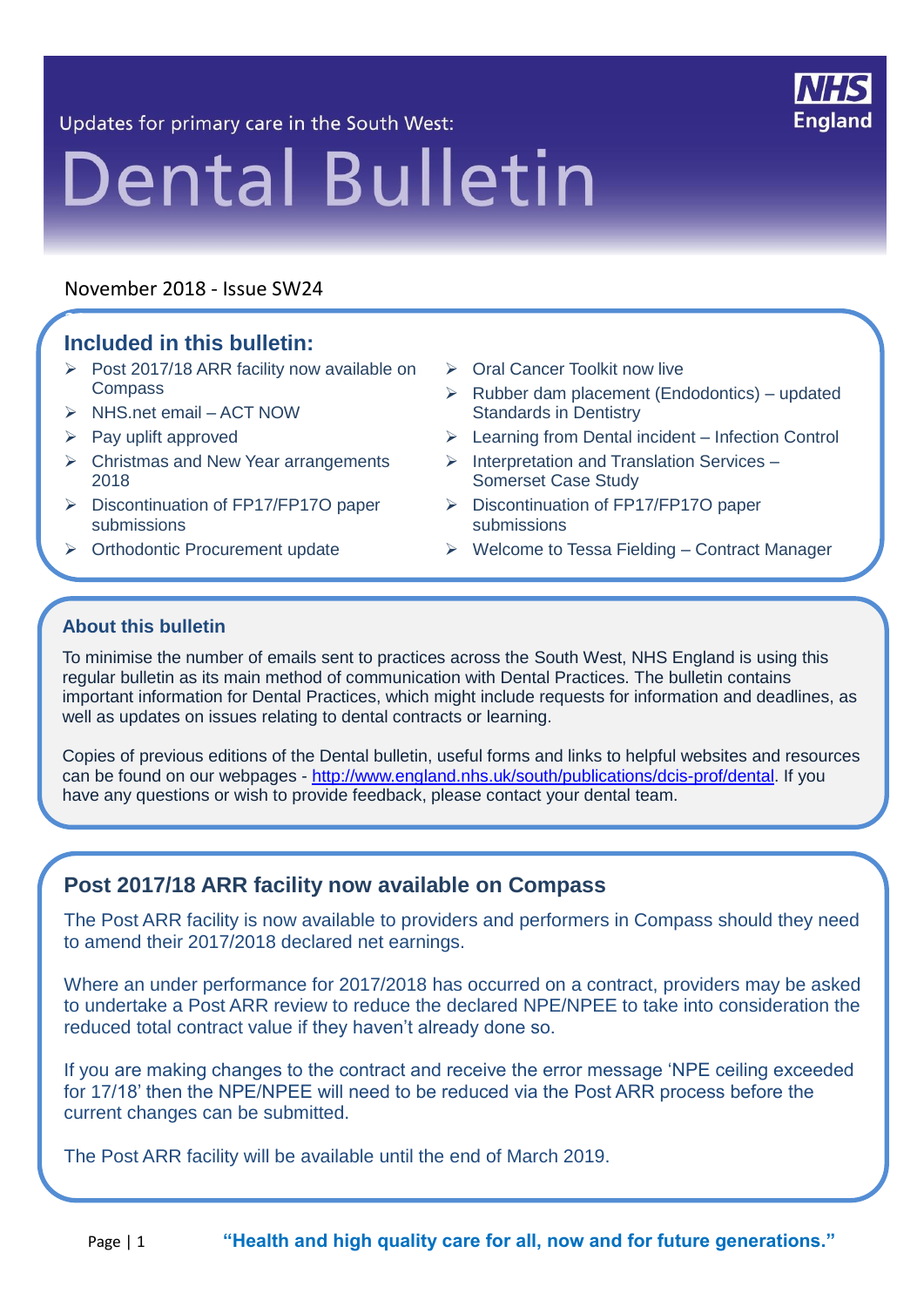Updates for primary care in the South West:

# Dental Bulletin

NHS England

November 2018 - Issue SW24

## Included in this bulletin:

- Post 2017/18 ARR facility now available on Compass
- NHS.net email – ACT NOW
- Pay uplift approved
- Christmas and New Year arrangements 2018
- Discontinuation of FP17/FP17O paper submissions
- Orthodontic Procurement update
- Oral Cancer Toolkit now live
- Rubber dam placement (Endodontics) – updated Standards in Dentistry
- Learning from Dental incident – Infection Control
- Interpretation and Translation Services – Somerset Case Study
- Discontinuation of FP17/FP17O paper submissions
- Welcome to Tessa Fielding – Contract Manager

### About this bulletin

To minimise the number of emails sent to practices across the South West, NHS England is using this regular bulletin as its main method of communication with Dental Practices. The bulletin contains important information for Dental Practices, which might include requests for information and deadlines, as well as updates on issues relating to dental contracts or learning.

Copies of previous editions of the Dental bulletin, useful forms and links to helpful websites and resources can be found on our webpages - http://www.england.nhs.uk/south/publications/dcis-prof/dental. If you have any questions or wish to provide feedback, please contact your dental team.

## Post 2017/18 ARR facility now available on Compass

The Post ARR facility is now available to providers and performers in Compass should they need to amend their 2017/2018 declared net earnings.

Where an under performance for 2017/2018 has occurred on a contract, providers may be asked to undertake a Post ARR review to reduce the declared NPE/NPEE to take into consideration the reduced total contract value if they haven't already done so.

If you are making changes to the contract and receive the error message 'NPE ceiling exceeded for 17/18' then the NPE/NPEE will need to be reduced via the Post ARR process before the current changes can be submitted.

The Post ARR facility will be available until the end of March 2019.

**"Health and high quality care for all, now and for future generations."**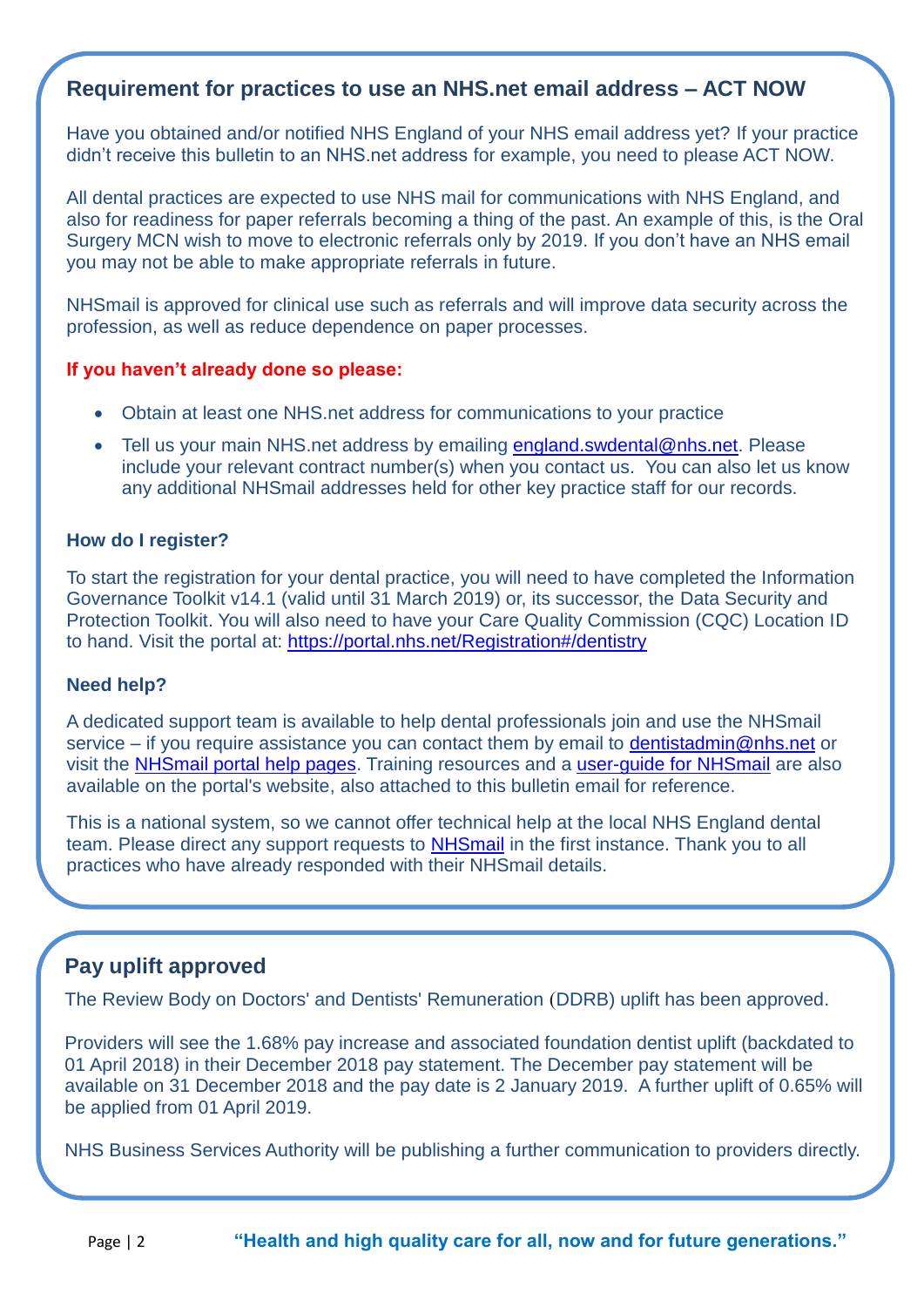## Requirement for practices to use an NHS.net email address – ACT NOW

Have you obtained and/or notified NHS England of your NHS email address yet? If your practice didn't receive this bulletin to an NHS.net address for example, you need to please ACT NOW.

All dental practices are expected to use NHS mail for communications with NHS England, and also for readiness for paper referrals becoming a thing of the past. An example of this, is the Oral Surgery MCN wish to move to electronic referrals only by 2019. If you don't have an NHS email you may not be able to make appropriate referrals in future.

NHSmail is approved for clinical use such as referrals and will improve data security across the profession, as well as reduce dependence on paper processes.

**If you haven't already done so please:**

- Obtain at least one NHS.net address for communications to your practice
- Tell us your main NHS.net address by emailing england.swdental@nhs.net. Please include your relevant contract number(s) when you contact us. You can also let us know any additional NHSmail addresses held for other key practice staff for our records.

### How do I register?

To start the registration for your dental practice, you will need to have completed the Information Governance Toolkit v14.1 (valid until 31 March 2019) or, its successor, the Data Security and Protection Toolkit. You will also need to have your Care Quality Commission (CQC) Location ID to hand. Visit the portal at: https://portal.nhs.net/Registration#/dentistry

### Need help?

A dedicated support team is available to help dental professionals join and use the NHSmail service – if you require assistance you can contact them by email to dentistadmin@nhs.net or visit the NHSmail portal help pages. Training resources and a user-guide for NHSmail are also available on the portal's website, also attached to this bulletin email for reference.

This is a national system, so we cannot offer technical help at the local NHS England dental team. Please direct any support requests to NHSmail in the first instance. Thank you to all practices who have already responded with their NHSmail details.

## Pay uplift approved

The Review Body on Doctors' and Dentists' Remuneration (DDRB) uplift has been approved.

Providers will see the 1.68% pay increase and associated foundation dentist uplift (backdated to 01 April 2018) in their December 2018 pay statement. The December pay statement will be available on 31 December 2018 and the pay date is 2 January 2019. A further uplift of 0.65% will be applied from 01 April 2019.

NHS Business Services Authority will be publishing a further communication to providers directly.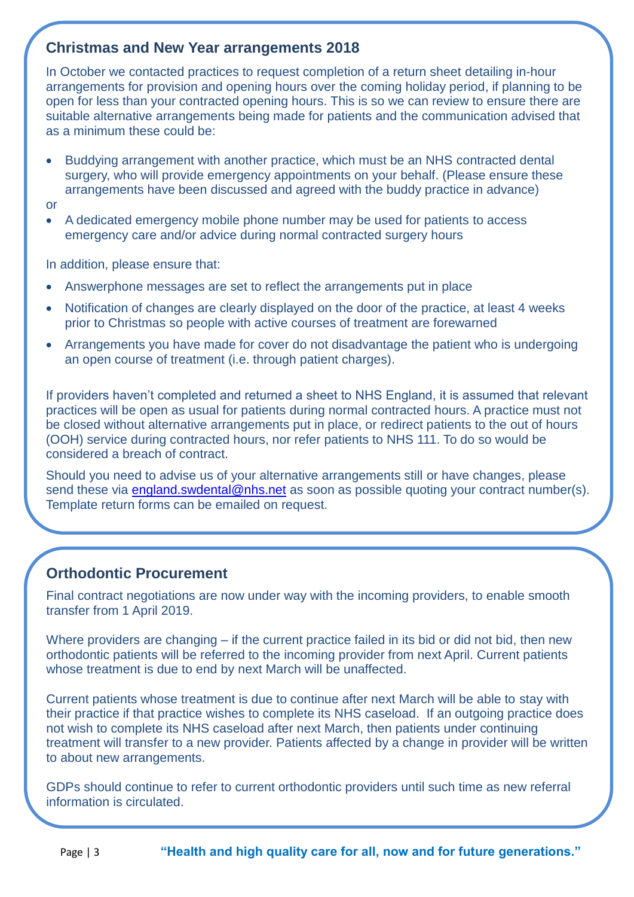## Christmas and New Year arrangements 2018

In October we contacted practices to request completion of a return sheet detailing in-hour arrangements for provision and opening hours over the coming holiday period, if planning to be open for less than your contracted opening hours. This is so we can review to ensure there are suitable alternative arrangements being made for patients and the communication advised that as a minimum these could be:

- Buddying arrangement with another practice, which must be an NHS contracted dental surgery, who will provide emergency appointments on your behalf. (Please ensure these arrangements have been discussed and agreed with the buddy practice in advance)

or

- A dedicated emergency mobile phone number may be used for patients to access emergency care and/or advice during normal contracted surgery hours

In addition, please ensure that:

- Answerphone messages are set to reflect the arrangements put in place
- Notification of changes are clearly displayed on the door of the practice, at least 4 weeks prior to Christmas so people with active courses of treatment are forewarned
- Arrangements you have made for cover do not disadvantage the patient who is undergoing an open course of treatment (i.e. through patient charges).

If providers haven't completed and returned a sheet to NHS England, it is assumed that relevant practices will be open as usual for patients during normal contracted hours. A practice must not be closed without alternative arrangements put in place, or redirect patients to the out of hours (OOH) service during contracted hours, nor refer patients to NHS 111. To do so would be considered a breach of contract.

Should you need to advise us of your alternative arrangements still or have changes, please send these via england.swdental@nhs.net as soon as possible quoting your contract number(s). Template return forms can be emailed on request.

## Orthodontic Procurement

Final contract negotiations are now under way with the incoming providers, to enable smooth transfer from 1 April 2019.

Where providers are changing – if the current practice failed in its bid or did not bid, then new orthodontic patients will be referred to the incoming provider from next April. Current patients whose treatment is due to end by next March will be unaffected.

Current patients whose treatment is due to continue after next March will be able to stay with their practice if that practice wishes to complete its NHS caseload. If an outgoing practice does not wish to complete its NHS caseload after next March, then patients under continuing treatment will transfer to a new provider. Patients affected by a change in provider will be written to about new arrangements.

GDPs should continue to refer to current orthodontic providers until such time as new referral information is circulated.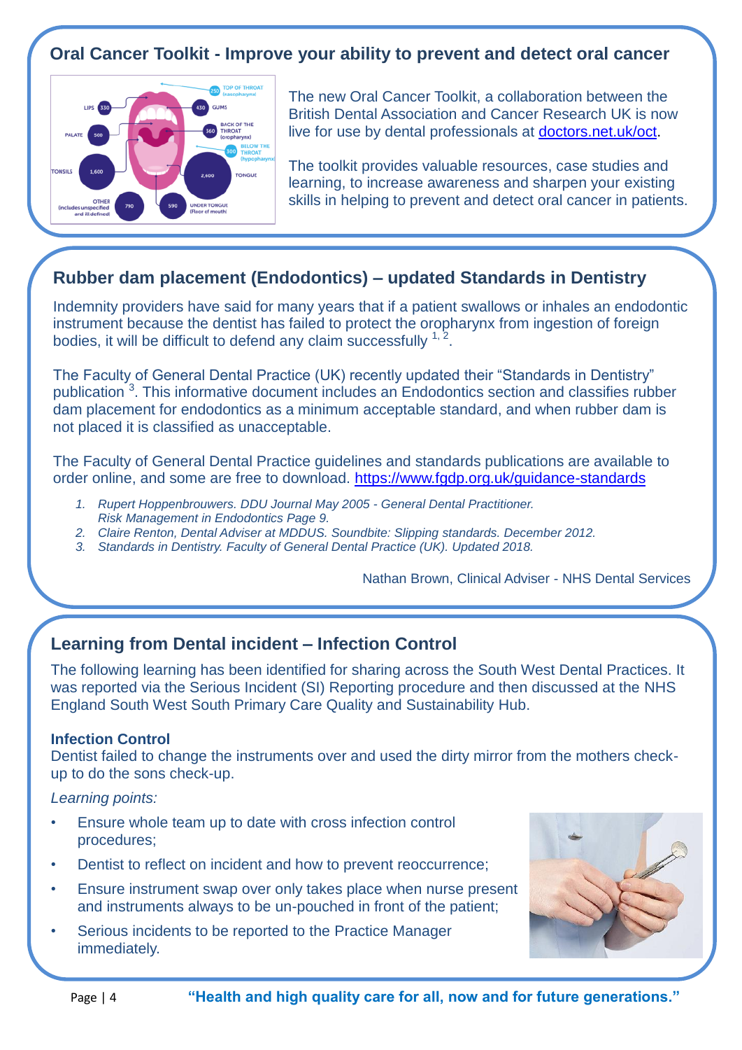## Oral Cancer Toolkit - Improve your ability to prevent and detect oral cancer

The new Oral Cancer Toolkit, a collaboration between the British Dental Association and Cancer Research UK is now live for use by dental professionals at [doctors.net.uk/oct](doctors.net.uk/oct).

The toolkit provides valuable resources, case studies and learning, to increase awareness and sharpen your existing skills in helping to prevent and detect oral cancer in patients.

## Rubber dam placement (Endodontics) – updated Standards in Dentistry

Indemnity providers have said for many years that if a patient swallows or inhales an endodontic instrument because the dentist has failed to protect the oropharynx from ingestion of foreign bodies, it will be difficult to defend any claim successfully [1, 2].

The Faculty of General Dental Practice (UK) recently updated their "Standards in Dentistry" publication [3]. This informative document includes an Endodontics section and classifies rubber dam placement for endodontics as a minimum acceptable standard, and when rubber dam is not placed it is classified as unacceptable.

The Faculty of General Dental Practice guidelines and standards publications are available to order online, and some are free to download. [https://www.fgdp.org.uk/guidance-standards](https://www.fgdp.org.uk/guidance-standards)

1. *Rupert Hoppenbrouwers. DDU Journal May 2005 - General Dental Practitioner. Risk Management in Endodontics Page 9.*
2. *Claire Renton, Dental Adviser at MDDUS. Soundbite: Slipping standards. December 2012.*
3. *Standards in Dentistry. Faculty of General Dental Practice (UK). Updated 2018.*

Nathan Brown, Clinical Adviser - NHS Dental Services

## Learning from Dental incident – Infection Control

The following learning has been identified for sharing across the South West Dental Practices. It was reported via the Serious Incident (SI) Reporting procedure and then discussed at the NHS England South West South Primary Care Quality and Sustainability Hub.

**Infection Control**
Dentist failed to change the instruments over and used the dirty mirror from the mothers check-up to do the sons check-up.

*Learning points:*

- Ensure whole team up to date with cross infection control procedures;
- Dentist to reflect on incident and how to prevent reoccurrence;
- Ensure instrument swap over only takes place when nurse present and instruments always to be un-pouched in front of the patient;
- Serious incidents to be reported to the Practice Manager immediately.

**"Health and high quality care for all, now and for future generations."**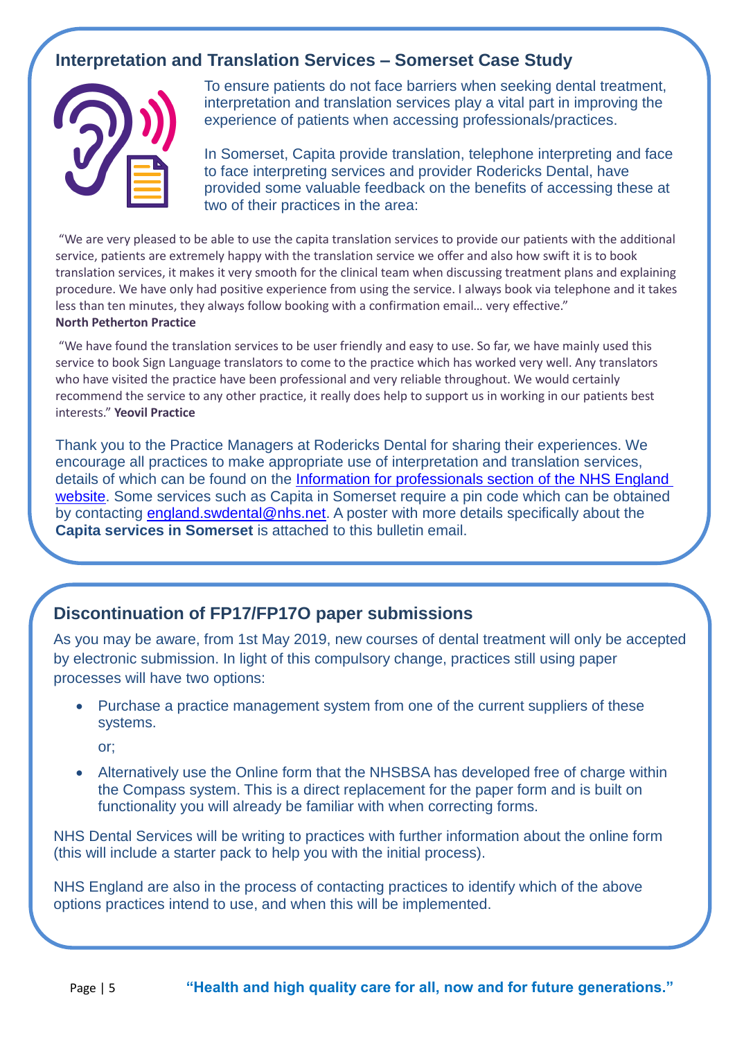## Interpretation and Translation Services – Somerset Case Study

To ensure patients do not face barriers when seeking dental treatment, interpretation and translation services play a vital part in improving the experience of patients when accessing professionals/practices.

In Somerset, Capita provide translation, telephone interpreting and face to face interpreting services and provider Rodericks Dental, have provided some valuable feedback on the benefits of accessing these at two of their practices in the area:

"We are very pleased to be able to use the capita translation services to provide our patients with the additional service, patients are extremely happy with the translation service we offer and also how swift it is to book translation services, it makes it very smooth for the clinical team when discussing treatment plans and explaining procedure. We have only had positive experience from using the service. I always book via telephone and it takes less than ten minutes, they always follow booking with a confirmation email… very effective."
**North Petherton Practice**

"We have found the translation services to be user friendly and easy to use. So far, we have mainly used this service to book Sign Language translators to come to the practice which has worked very well. Any translators who have visited the practice have been professional and very reliable throughout. We would certainly recommend the service to any other practice, it really does help to support us in working in our patients best interests." **Yeovil Practice**

Thank you to the Practice Managers at Rodericks Dental for sharing their experiences. We encourage all practices to make appropriate use of interpretation and translation services, details of which can be found on the Information for professionals section of the NHS England website. Some services such as Capita in Somerset require a pin code which can be obtained by contacting england.swdental@nhs.net. A poster with more details specifically about the **Capita services in Somerset** is attached to this bulletin email.

## Discontinuation of FP17/FP17O paper submissions

As you may be aware, from 1st May 2019, new courses of dental treatment will only be accepted by electronic submission. In light of this compulsory change, practices still using paper processes will have two options:

- Purchase a practice management system from one of the current suppliers of these systems.

  or;

- Alternatively use the Online form that the NHSBSA has developed free of charge within the Compass system. This is a direct replacement for the paper form and is built on functionality you will already be familiar with when correcting forms.

NHS Dental Services will be writing to practices with further information about the online form (this will include a starter pack to help you with the initial process).

NHS England are also in the process of contacting practices to identify which of the above options practices intend to use, and when this will be implemented.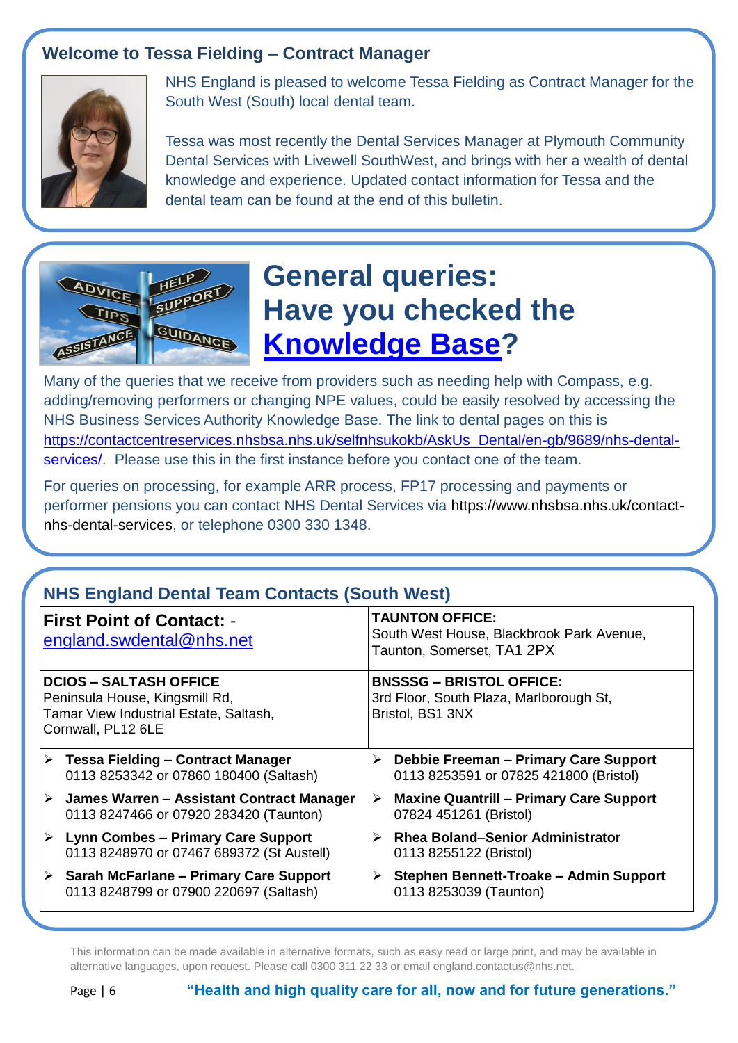## Welcome to Tessa Fielding – Contract Manager

NHS England is pleased to welcome Tessa Fielding as Contract Manager for the South West (South) local dental team.

Tessa was most recently the Dental Services Manager at Plymouth Community Dental Services with Livewell SouthWest, and brings with her a wealth of dental knowledge and experience. Updated contact information for Tessa and the dental team can be found at the end of this bulletin.

# General queries: Have you checked the Knowledge Base?

Many of the queries that we receive from providers such as needing help with Compass, e.g. adding/removing performers or changing NPE values, could be easily resolved by accessing the NHS Business Services Authority Knowledge Base. The link to dental pages on this is https://contactcentreservices.nhsbsa.nhs.uk/selfnhsukokb/AskUs_Dental/en-gb/9689/nhs-dental-services/. Please use this in the first instance before you contact one of the team.

For queries on processing, for example ARR process, FP17 processing and payments or performer pensions you can contact NHS Dental Services via https://www.nhsbsa.nhs.uk/contact-nhs-dental-services, or telephone 0300 330 1348.

## NHS England Dental Team Contacts (South West)

| | |
|---|---|
| **First Point of Contact:** - england.swdental@nhs.net | **TAUNTON OFFICE:** South West House, Blackbrook Park Avenue, Taunton, Somerset, TA1 2PX |
| **DCIOS – SALTASH OFFICE** Peninsula House, Kingsmill Rd, Tamar View Industrial Estate, Saltash, Cornwall, PL12 6LE | **BNSSSG – BRISTOL OFFICE:** 3rd Floor, South Plaza, Marlborough St, Bristol, BS1 3NX |

- **Tessa Fielding – Contract Manager** 0113 8253342 or 07860 180400 (Saltash)
- **James Warren – Assistant Contract Manager** 0113 8247466 or 07920 283420 (Taunton)
- **Lynn Combes – Primary Care Support** 0113 8248970 or 07467 689372 (St Austell)
- **Sarah McFarlane – Primary Care Support** 0113 8248799 or 07900 220697 (Saltash)
- **Debbie Freeman – Primary Care Support** 0113 8253591 or 07825 421800 (Bristol)
- **Maxine Quantrill – Primary Care Support** 07824 451261 (Bristol)
- **Rhea Boland–Senior Administrator** 0113 8255122 (Bristol)
- **Stephen Bennett-Troake – Admin Support** 0113 8253039 (Taunton)

This information can be made available in alternative formats, such as easy read or large print, and may be available in alternative languages, upon request. Please call 0300 311 22 33 or email england.contactus@nhs.net.

**"Health and high quality care for all, now and for future generations."**